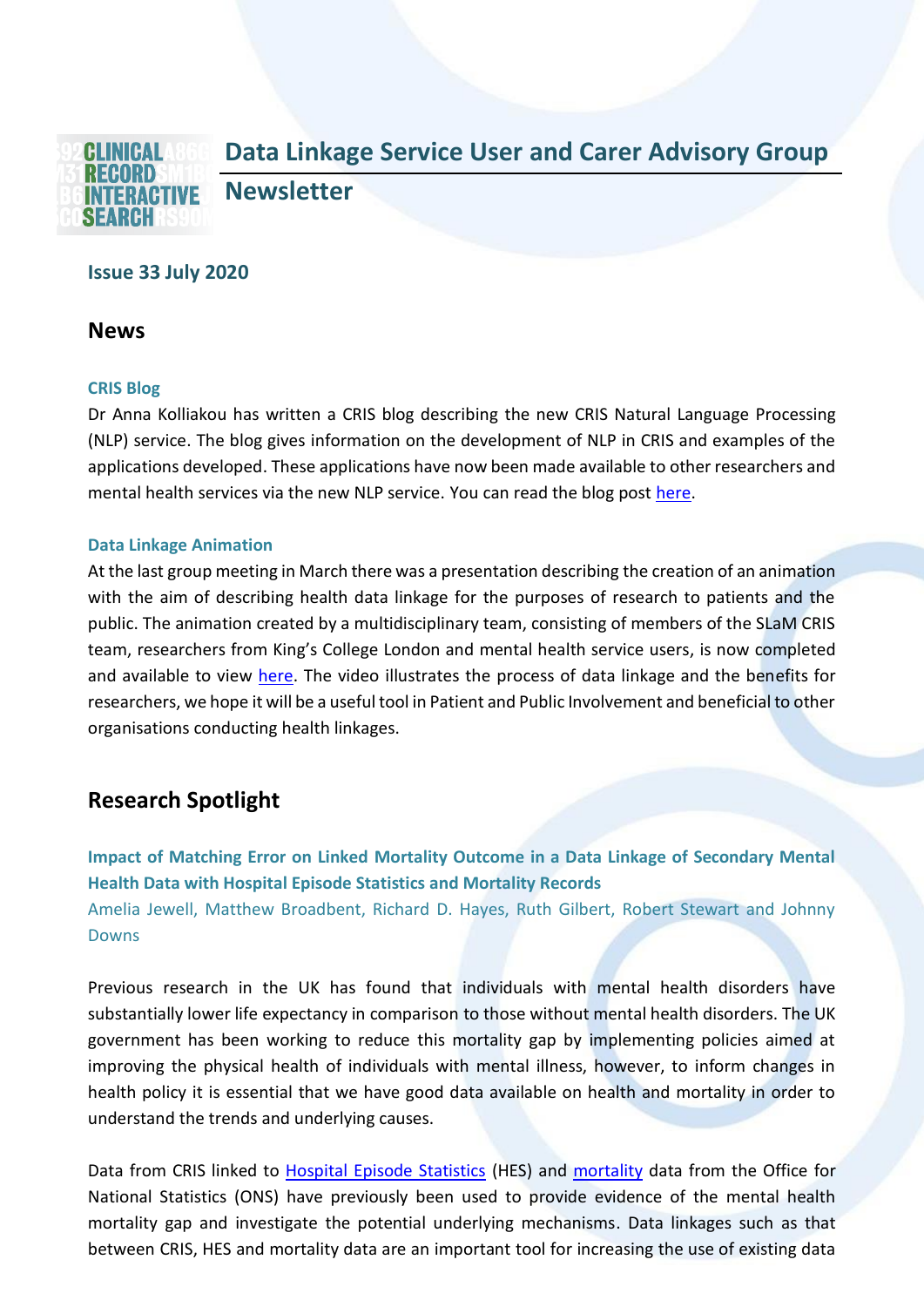# Data Linkage Service User and Carer Advisory Group Newsletter

**Issue 33 July 2020**

## News

### CRIS Blog

Dr Anna Kolliakou has written a CRIS blog describing the new CRIS Natural Language Processing (NLP) service. The blog gives information on the development of NLP in CRIS and examples of the applications developed. These applications have now been made available to other researchers and mental health services via the new NLP service. You can read the blog post here.

### Data Linkage Animation

At the last group meeting in March there was a presentation describing the creation of an animation with the aim of describing health data linkage for the purposes of research to patients and the public. The animation created by a multidisciplinary team, consisting of members of the SLaM CRIS team, researchers from King's College London and mental health service users, is now completed and available to view here. The video illustrates the process of data linkage and the benefits for researchers, we hope it will be a useful tool in Patient and Public Involvement and beneficial to other organisations conducting health linkages.

## Research Spotlight

### Impact of Matching Error on Linked Mortality Outcome in a Data Linkage of Secondary Mental Health Data with Hospital Episode Statistics and Mortality Records

Amelia Jewell, Matthew Broadbent, Richard D. Hayes, Ruth Gilbert, Robert Stewart and Johnny Downs

Previous research in the UK has found that individuals with mental health disorders have substantially lower life expectancy in comparison to those without mental health disorders. The UK government has been working to reduce this mortality gap by implementing policies aimed at improving the physical health of individuals with mental illness, however, to inform changes in health policy it is essential that we have good data available on health and mortality in order to understand the trends and underlying causes.

Data from CRIS linked to Hospital Episode Statistics (HES) and mortality data from the Office for National Statistics (ONS) have previously been used to provide evidence of the mental health mortality gap and investigate the potential underlying mechanisms. Data linkages such as that between CRIS, HES and mortality data are an important tool for increasing the use of existing data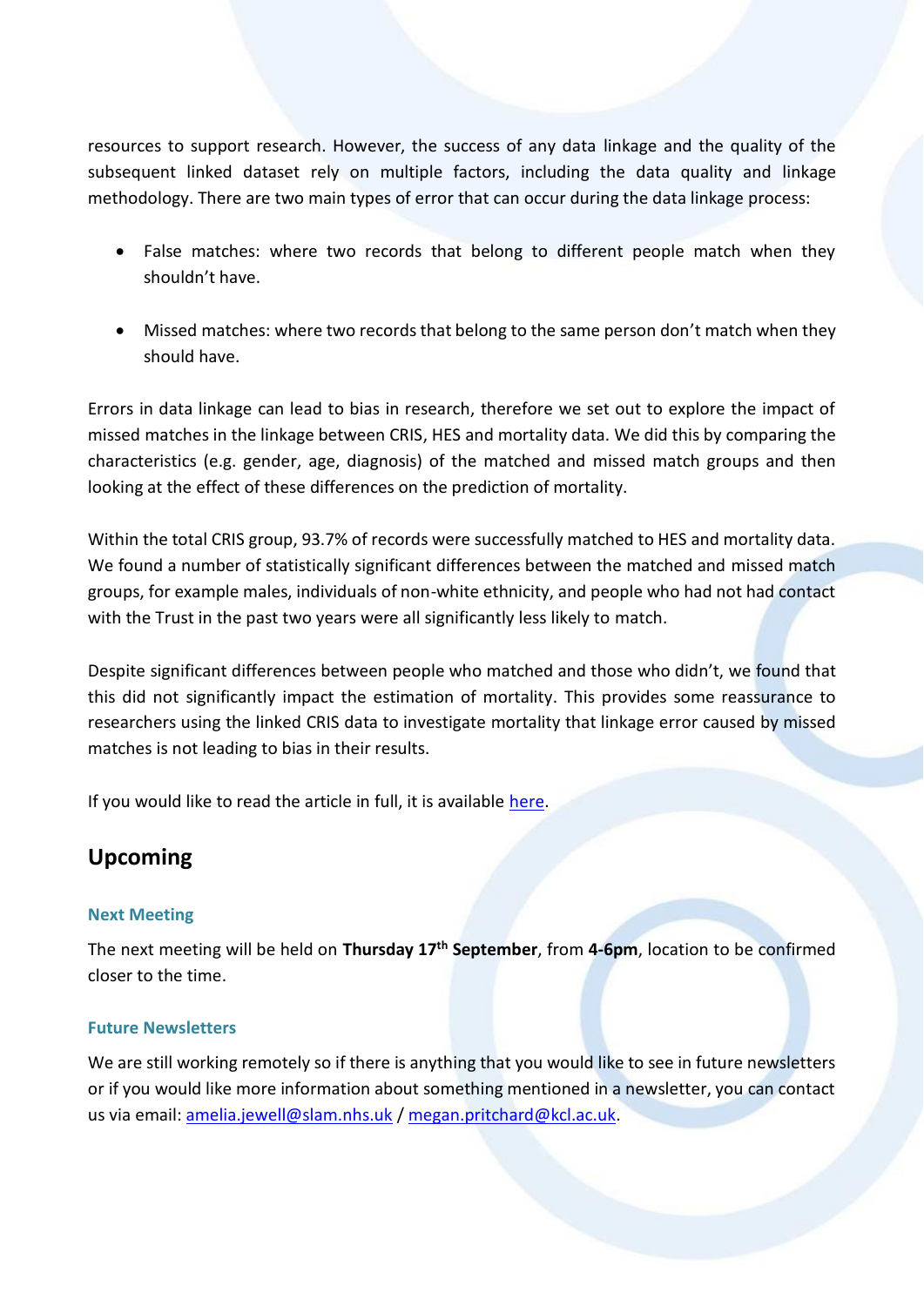resources to support research. However, the success of any data linkage and the quality of the subsequent linked dataset rely on multiple factors, including the data quality and linkage methodology. There are two main types of error that can occur during the data linkage process:

- False matches: where two records that belong to different people match when they shouldn't have.
- Missed matches: where two records that belong to the same person don't match when they should have.

Errors in data linkage can lead to bias in research, therefore we set out to explore the impact of missed matches in the linkage between CRIS, HES and mortality data. We did this by comparing the characteristics (e.g. gender, age, diagnosis) of the matched and missed match groups and then looking at the effect of these differences on the prediction of mortality.

Within the total CRIS group, 93.7% of records were successfully matched to HES and mortality data. We found a number of statistically significant differences between the matched and missed match groups, for example males, individuals of non-white ethnicity, and people who had not had contact with the Trust in the past two years were all significantly less likely to match.

Despite significant differences between people who matched and those who didn't, we found that this did not significantly impact the estimation of mortality. This provides some reassurance to researchers using the linked CRIS data to investigate mortality that linkage error caused by missed matches is not leading to bias in their results.

If you would like to read the article in full, it is available here.

## Upcoming

### Next Meeting

The next meeting will be held on **Thursday 17th September**, from **4-6pm**, location to be confirmed closer to the time.

### Future Newsletters

We are still working remotely so if there is anything that you would like to see in future newsletters or if you would like more information about something mentioned in a newsletter, you can contact us via email: amelia.jewell@slam.nhs.uk / megan.pritchard@kcl.ac.uk.